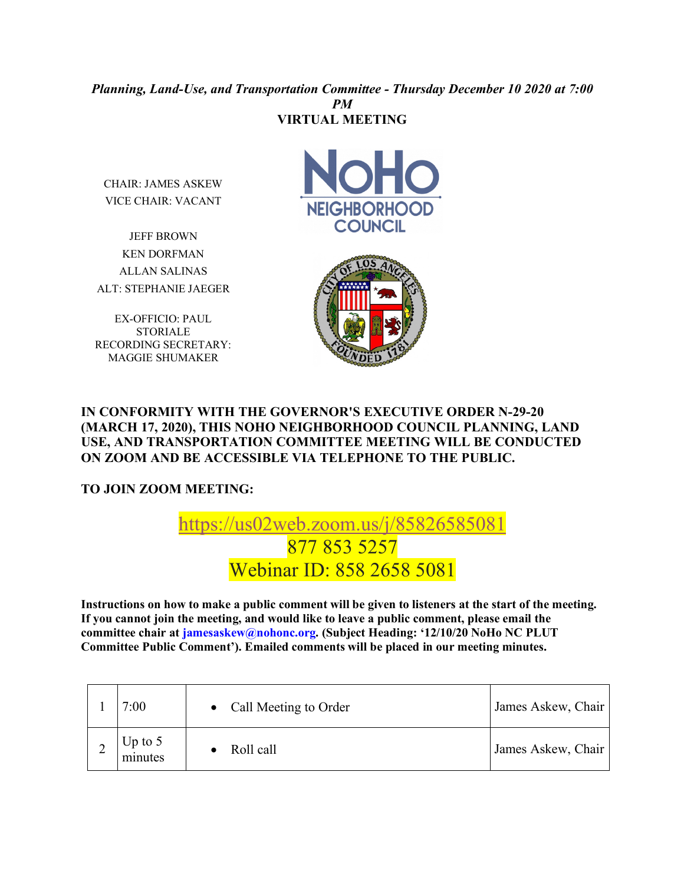***Planning, Land-Use, and Transportation Committee - Thursday December 10 2020 at 7:00 PM***

**VIRTUAL MEETING**

CHAIR: JAMES ASKEW
VICE CHAIR: VACANT

JEFF BROWN
KEN DORFMAN
ALLAN SALINAS
ALT: STEPHANIE JAEGER

EX-OFFICIO: PAUL STORIALE
RECORDING SECRETARY: MAGGIE SHUMAKER

**IN CONFORMITY WITH THE GOVERNOR'S EXECUTIVE ORDER N-29-20 (MARCH 17, 2020), THIS NOHO NEIGHBORHOOD COUNCIL PLANNING, LAND USE, AND TRANSPORTATION COMMITTEE MEETING WILL BE CONDUCTED ON ZOOM AND BE ACCESSIBLE VIA TELEPHONE TO THE PUBLIC.**

**TO JOIN ZOOM MEETING:**

https://us02web.zoom.us/j/85826585081
877 853 5257
Webinar ID: 858 2658 5081

**Instructions on how to make a public comment will be given to listeners at the start of the meeting. If you cannot join the meeting, and would like to leave a public comment, please email the committee chair at jamesaskew@nohonc.org. (Subject Heading: '12/10/20 NoHo NC PLUT Committee Public Comment'). Emailed comments will be placed in our meeting minutes.**

| | | | |
|---|---|---|---|
| 1 | 7:00 | • Call Meeting to Order | James Askew, Chair |
| 2 | Up to 5 minutes | • Roll call | James Askew, Chair |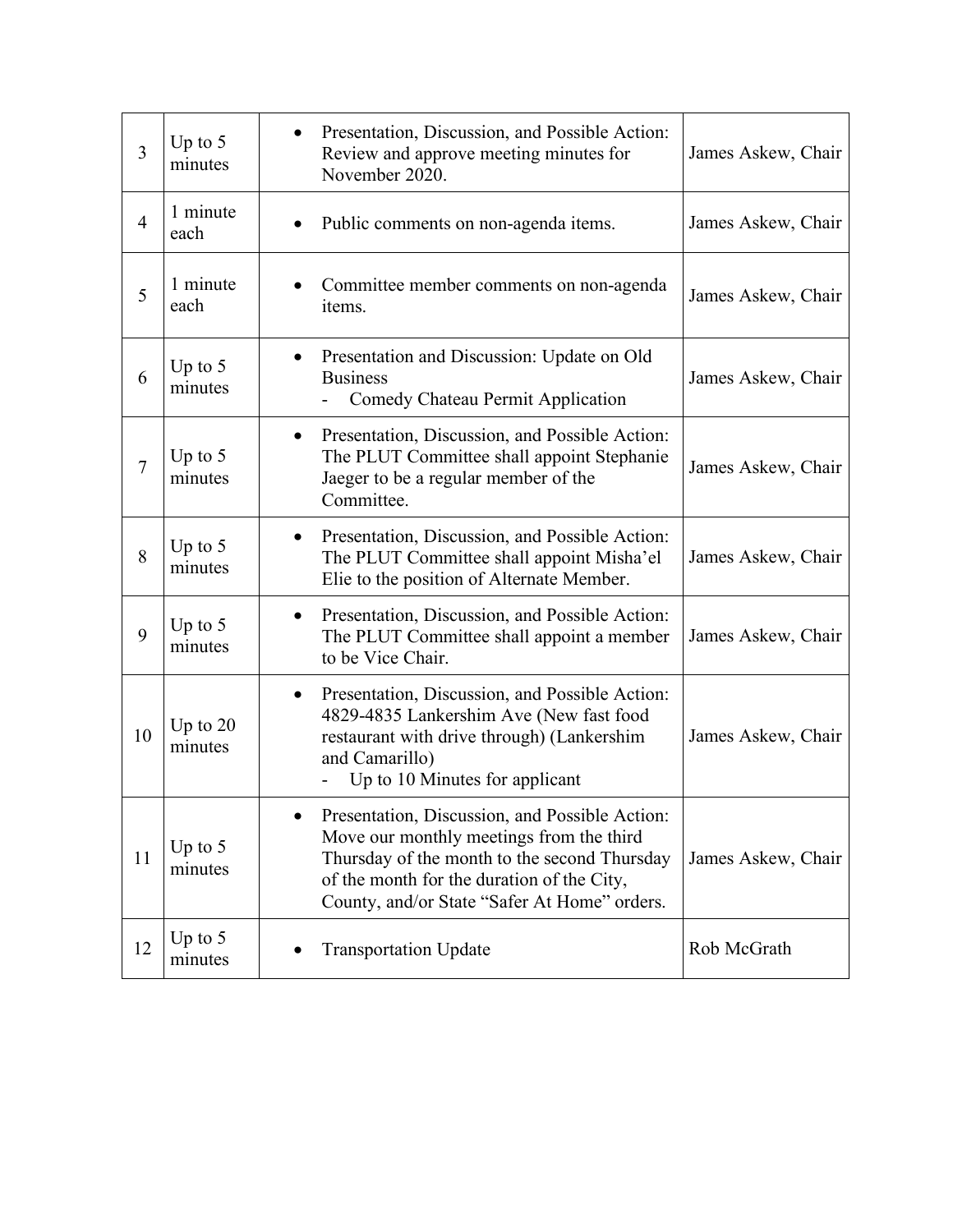| 3 | Up to 5 minutes | • Presentation, Discussion, and Possible Action: Review and approve meeting minutes for November 2020. | James Askew, Chair |
|---|---|---|---|
| 4 | 1 minute each | • Public comments on non-agenda items. | James Askew, Chair |
| 5 | 1 minute each | • Committee member comments on non-agenda items. | James Askew, Chair |
| 6 | Up to 5 minutes | • Presentation and Discussion: Update on Old Business<br>- Comedy Chateau Permit Application | James Askew, Chair |
| 7 | Up to 5 minutes | • Presentation, Discussion, and Possible Action: The PLUT Committee shall appoint Stephanie Jaeger to be a regular member of the Committee. | James Askew, Chair |
| 8 | Up to 5 minutes | • Presentation, Discussion, and Possible Action: The PLUT Committee shall appoint Misha'el Elie to the position of Alternate Member. | James Askew, Chair |
| 9 | Up to 5 minutes | • Presentation, Discussion, and Possible Action: The PLUT Committee shall appoint a member to be Vice Chair. | James Askew, Chair |
| 10 | Up to 20 minutes | • Presentation, Discussion, and Possible Action: 4829-4835 Lankershim Ave (New fast food restaurant with drive through) (Lankershim and Camarillo)<br>- Up to 10 Minutes for applicant | James Askew, Chair |
| 11 | Up to 5 minutes | • Presentation, Discussion, and Possible Action: Move our monthly meetings from the third Thursday of the month to the second Thursday of the month for the duration of the City, County, and/or State "Safer At Home" orders. | James Askew, Chair |
| 12 | Up to 5 minutes | • Transportation Update | Rob McGrath |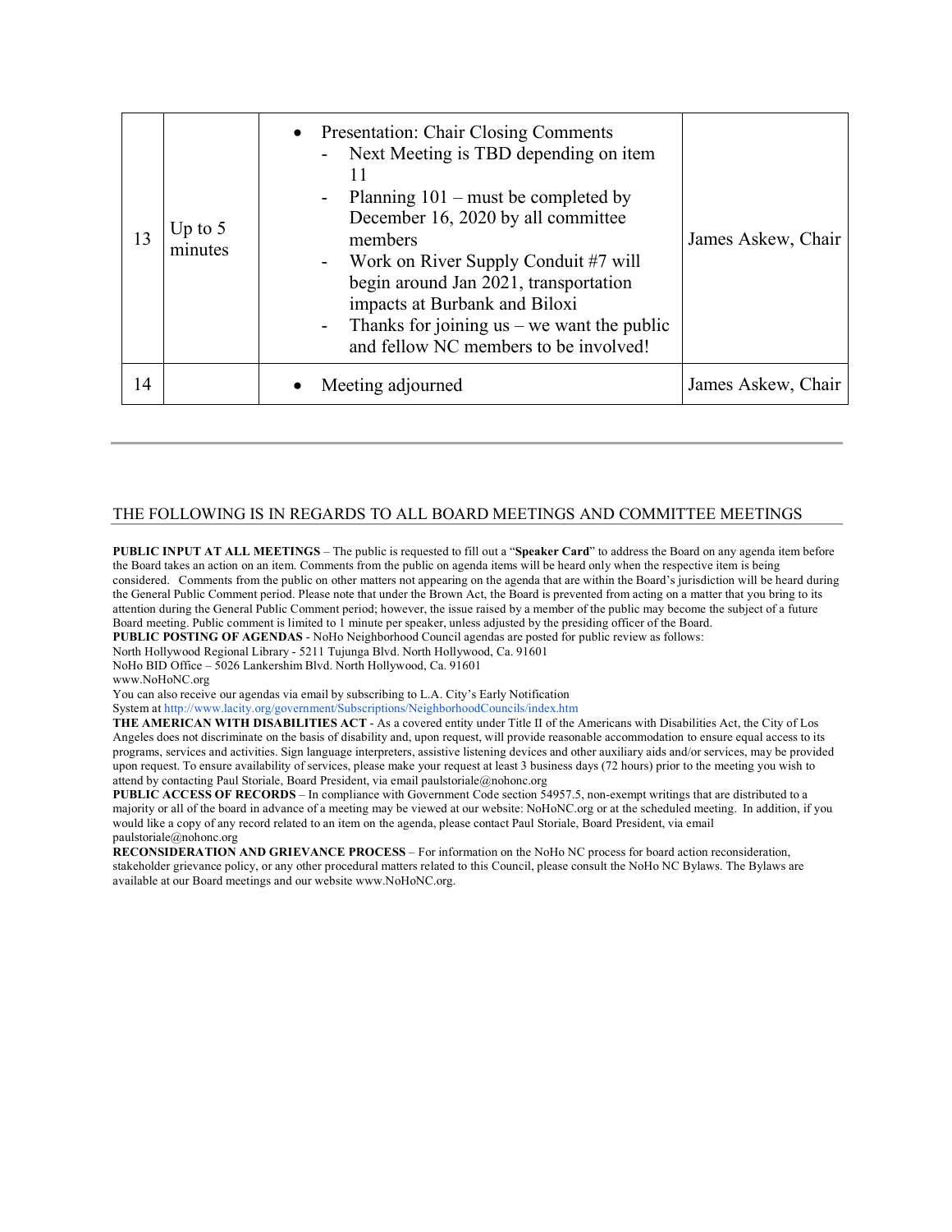| | | | |
|---|---|---|---|
| 13 | Up to 5 minutes | • Presentation: Chair Closing Comments<br>- Next Meeting is TBD depending on item 11<br>- Planning 101 – must be completed by December 16, 2020 by all committee members<br>- Work on River Supply Conduit #7 will begin around Jan 2021, transportation impacts at Burbank and Biloxi<br>- Thanks for joining us – we want the public and fellow NC members to be involved! | James Askew, Chair |
| 14 | | • Meeting adjourned | James Askew, Chair |

---

## THE FOLLOWING IS IN REGARDS TO ALL BOARD MEETINGS AND COMMITTEE MEETINGS

**PUBLIC INPUT AT ALL MEETINGS** – The public is requested to fill out a "**Speaker Card**" to address the Board on any agenda item before the Board takes an action on an item. Comments from the public on agenda items will be heard only when the respective item is being considered. Comments from the public on other matters not appearing on the agenda that are within the Board's jurisdiction will be heard during the General Public Comment period. Please note that under the Brown Act, the Board is prevented from acting on a matter that you bring to its attention during the General Public Comment period; however, the issue raised by a member of the public may become the subject of a future Board meeting. Public comment is limited to 1 minute per speaker, unless adjusted by the presiding officer of the Board.

**PUBLIC POSTING OF AGENDAS** - NoHo Neighborhood Council agendas are posted for public review as follows:
North Hollywood Regional Library - 5211 Tujunga Blvd. North Hollywood, Ca. 91601
NoHo BID Office – 5026 Lankershim Blvd. North Hollywood, Ca. 91601
www.NoHoNC.org
You can also receive our agendas via email by subscribing to L.A. City's Early Notification System at http://www.lacity.org/government/Subscriptions/NeighborhoodCouncils/index.htm

**THE AMERICAN WITH DISABILITIES ACT** - As a covered entity under Title II of the Americans with Disabilities Act, the City of Los Angeles does not discriminate on the basis of disability and, upon request, will provide reasonable accommodation to ensure equal access to its programs, services and activities. Sign language interpreters, assistive listening devices and other auxiliary aids and/or services, may be provided upon request. To ensure availability of services, please make your request at least 3 business days (72 hours) prior to the meeting you wish to attend by contacting Paul Storiale, Board President, via email paulstoriale@nohonc.org

**PUBLIC ACCESS OF RECORDS** – In compliance with Government Code section 54957.5, non-exempt writings that are distributed to a majority or all of the board in advance of a meeting may be viewed at our website: NoHoNC.org or at the scheduled meeting. In addition, if you would like a copy of any record related to an item on the agenda, please contact Paul Storiale, Board President, via email paulstoriale@nohonc.org

**RECONSIDERATION AND GRIEVANCE PROCESS** – For information on the NoHo NC process for board action reconsideration, stakeholder grievance policy, or any other procedural matters related to this Council, please consult the NoHo NC Bylaws. The Bylaws are available at our Board meetings and our website www.NoHoNC.org.